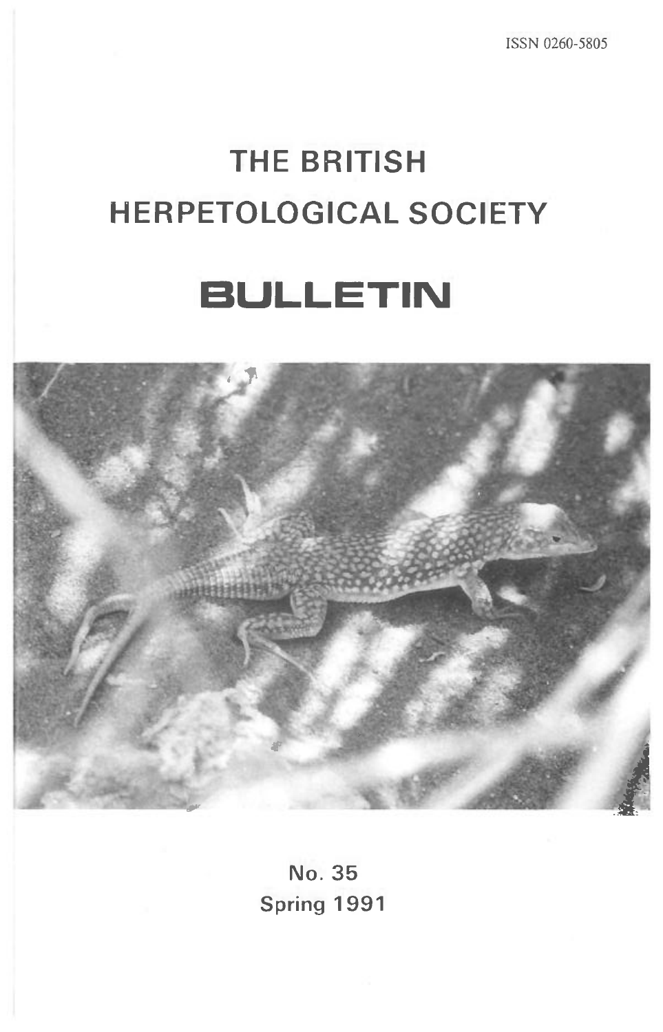ISSN 0260-5805

# THE BRITISH HERPETOLOGICAL SOCIETY

# BULLETIN

No. 35

Spring 1991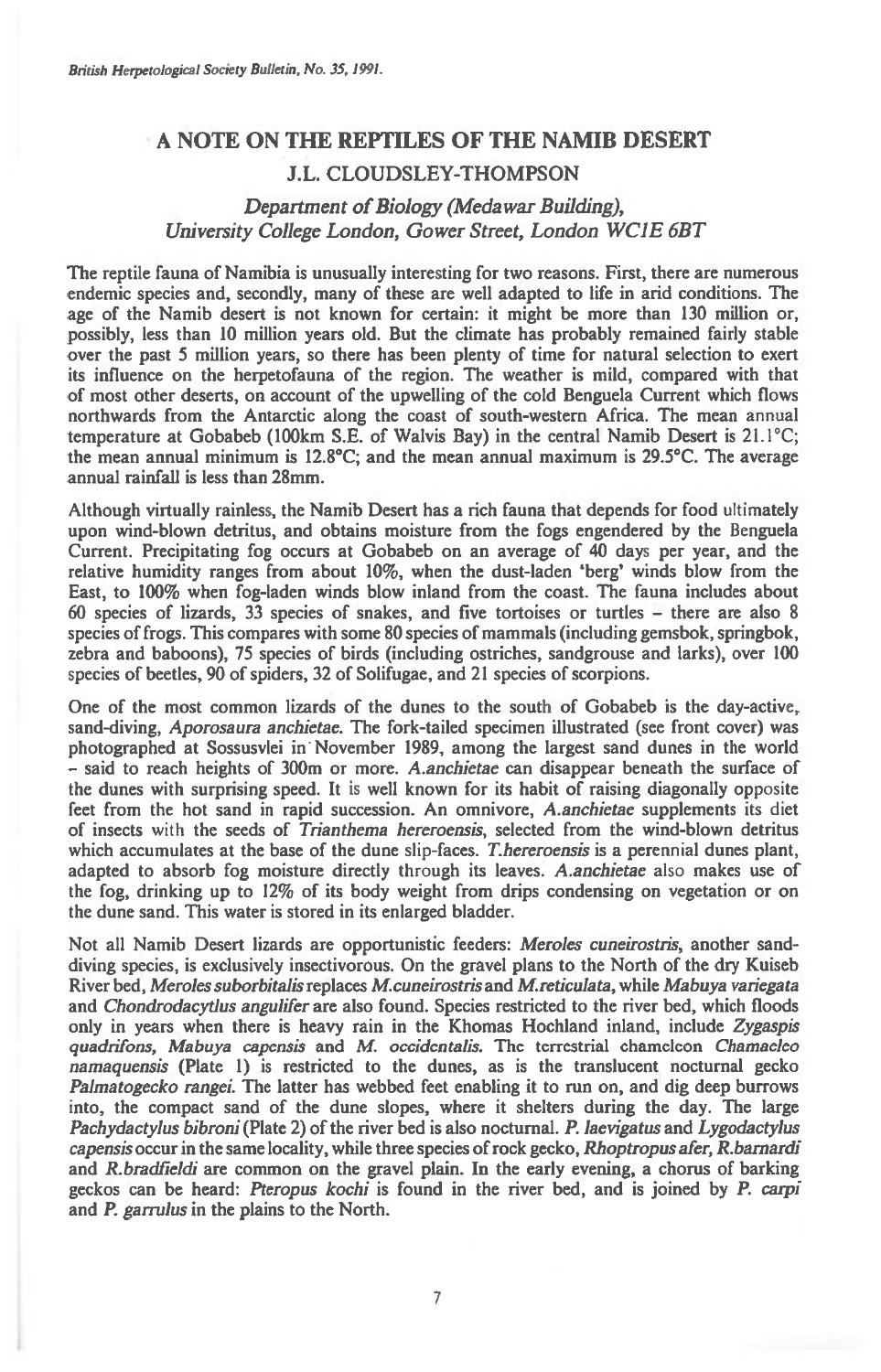# A NOTE ON THE REPTILES OF THE NAMIB DESERT

## J.L. CLOUDSLEY-THOMPSON

*Department of Biology (Medawar Building), University College London, Gower Street, London WC1E 6BT*

The reptile fauna of Namibia is unusually interesting for two reasons. First, there are numerous endemic species and, secondly, many of these are well adapted to life in arid conditions. The age of the Namib desert is not known for certain: it might be more than 130 million or, possibly, less than 10 million years old. But the climate has probably remained fairly stable over the past 5 million years, so there has been plenty of time for natural selection to exert its influence on the herpetofauna of the region. The weather is mild, compared with that of most other deserts, on account of the upwelling of the cold Benguela Current which flows northwards from the Antarctic along the coast of south-western Africa. The mean annual temperature at Gobabeb (100km S.E. of Walvis Bay) in the central Namib Desert is 21.1°C; the mean annual minimum is 12.8°C; and the mean annual maximum is 29.5°C. The average annual rainfall is less than 28mm.

Although virtually rainless, the Namib Desert has a rich fauna that depends for food ultimately upon wind-blown detritus, and obtains moisture from the fogs engendered by the Benguela Current. Precipitating fog occurs at Gobabeb on an average of 40 days per year, and the relative humidity ranges from about 10%, when the dust-laden 'berg' winds blow from the East, to 100% when fog-laden winds blow inland from the coast. The fauna includes about 60 species of lizards, 33 species of snakes, and five tortoises or turtles – there are also 8 species of frogs. This compares with some 80 species of mammals (including gemsbok, springbok, zebra and baboons), 75 species of birds (including ostriches, sandgrouse and larks), over 100 species of beetles, 90 of spiders, 32 of Solifugae, and 21 species of scorpions.

One of the most common lizards of the dunes to the south of Gobabeb is the day-active, sand-diving, *Aporosaura anchietae*. The fork-tailed specimen illustrated (see front cover) was photographed at Sossusvlei in November 1989, among the largest sand dunes in the world – said to reach heights of 300m or more. *A.anchietae* can disappear beneath the surface of the dunes with surprising speed. It is well known for its habit of raising diagonally opposite feet from the hot sand in rapid succession. An omnivore, *A.anchietae* supplements its diet of insects with the seeds of *Trianthema hereroensis*, selected from the wind-blown detritus which accumulates at the base of the dune slip-faces. *T.hereroensis* is a perennial dunes plant, adapted to absorb fog moisture directly through its leaves. *A.anchietae* also makes use of the fog, drinking up to 12% of its body weight from drips condensing on vegetation or on the dune sand. This water is stored in its enlarged bladder.

Not all Namib Desert lizards are opportunistic feeders: *Meroles cuneirostris*, another sand-diving species, is exclusively insectivorous. On the gravel plans to the North of the dry Kuiseb River bed, *Meroles suborbitalis* replaces *M.cuneirostris* and *M.reticulata*, while *Mabuya variegata* and *Chondrodactylus angulifer* are also found. Species restricted to the river bed, which floods only in years when there is heavy rain in the Khomas Hochland inland, include *Zygaspis quadrifons*, *Mabuya capensis* and *M. occidentalis*. The terrestrial chameleon *Chamaeleo namaquensis* (Plate 1) is restricted to the dunes, as is the translucent nocturnal gecko *Palmatogecko rangei*. The latter has webbed feet enabling it to run on, and dig deep burrows into, the compact sand of the dune slopes, where it shelters during the day. The large *Pachydactylus bibroni* (Plate 2) of the river bed is also nocturnal. *P. laevigatus* and *Lygodactylus capensis* occur in the same locality, while three species of rock gecko, *Rhoptropus afer*, *R.barnardi* and *R.bradfieldi* are common on the gravel plain. In the early evening, a chorus of barking geckos can be heard: *Pteropus kochi* is found in the river bed, and is joined by *P. carpi* and *P. garrulus* in the plains to the North.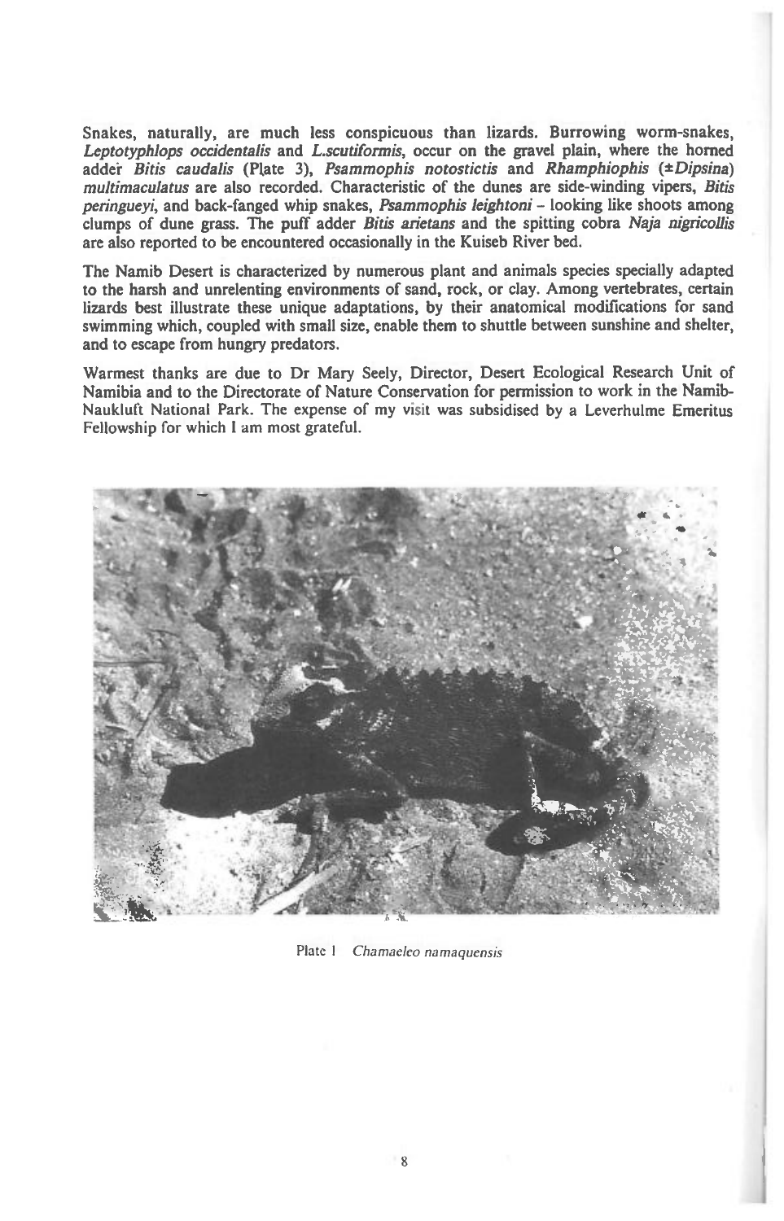Snakes, naturally, are much less conspicuous than lizards. Burrowing worm-snakes, *Leptotyphlops occidentalis* and *L.scutiformis*, occur on the gravel plain, where the horned adder *Bitis caudalis* (Plate 3), *Psammophis notostictis* and *Rhamphiophis* (±*Dipsina*) *multimaculatus* are also recorded. Characteristic of the dunes are side-winding vipers, *Bitis peringueyi*, and back-fanged whip snakes, *Psammophis leightoni* – looking like shoots among clumps of dune grass. The puff adder *Bitis arietans* and the spitting cobra *Naja nigricollis* are also reported to be encountered occasionally in the Kuiseb River bed.

The Namib Desert is characterized by numerous plant and animals species specially adapted to the harsh and unrelenting environments of sand, rock, or clay. Among vertebrates, certain lizards best illustrate these unique adaptations, by their anatomical modifications for sand swimming which, coupled with small size, enable them to shuttle between sunshine and shelter, and to escape from hungry predators.

Warmest thanks are due to Dr Mary Seely, Director, Desert Ecological Research Unit of Namibia and to the Directorate of Nature Conservation for permission to work in the Namib-Naukluft National Park. The expense of my visit was subsidised by a Leverhulme Emeritus Fellowship for which I am most grateful.

Plate 1 *Chamaeleo namaquensis*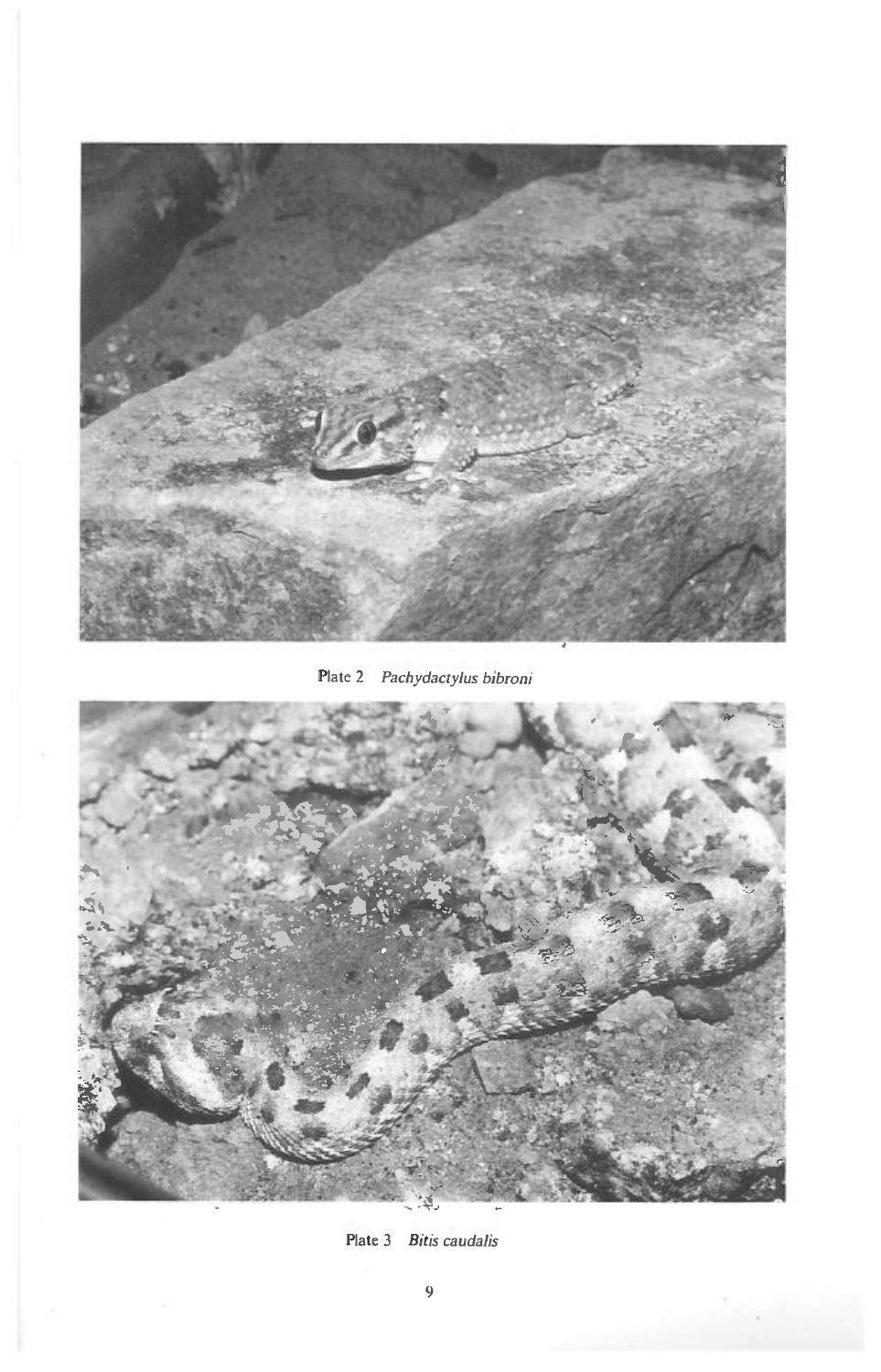Plate 2 *Pachydactylus bibroni*

Plate 3 *Bitis caudalis*